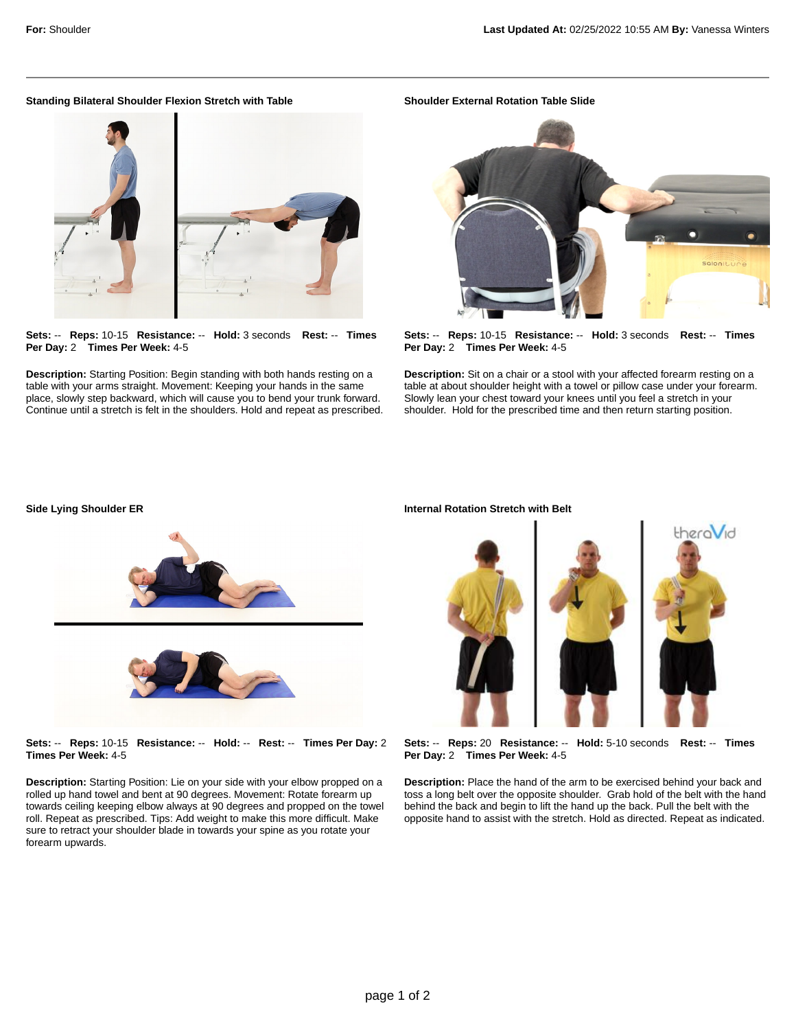**For:** Shoulder **Last Updated At:** 02/25/2022 10:55 AM **By:** Vanessa Winters

---

### Standing Bilateral Shoulder Flexion Stretch with Table

**Sets:** -- **Reps:** 10-15 **Resistance:** -- **Hold:** 3 seconds **Rest:** -- **Times Per Day:** 2 **Times Per Week:** 4-5

**Description:** Starting Position: Begin standing with both hands resting on a table with your arms straight. Movement: Keeping your hands in the same place, slowly step backward, which will cause you to bend your trunk forward. Continue until a stretch is felt in the shoulders. Hold and repeat as prescribed.

### Shoulder External Rotation Table Slide

**Sets:** -- **Reps:** 10-15 **Resistance:** -- **Hold:** 3 seconds **Rest:** -- **Times Per Day:** 2 **Times Per Week:** 4-5

**Description:** Sit on a chair or a stool with your affected forearm resting on a table at about shoulder height with a towel or pillow case under your forearm. Slowly lean your chest toward your knees until you feel a stretch in your shoulder. Hold for the prescribed time and then return starting position.

### Side Lying Shoulder ER

**Sets:** -- **Reps:** 10-15 **Resistance:** -- **Hold:** -- **Rest:** -- **Times Per Day:** 2 **Times Per Week:** 4-5

**Description:** Starting Position: Lie on your side with your elbow propped on a rolled up hand towel and bent at 90 degrees. Movement: Rotate forearm up towards ceiling keeping elbow always at 90 degrees and propped on the towel roll. Repeat as prescribed. Tips: Add weight to make this more difficult. Make sure to retract your shoulder blade in towards your spine as you rotate your forearm upwards.

### Internal Rotation Stretch with Belt

**Sets:** -- **Reps:** 20 **Resistance:** -- **Hold:** 5-10 seconds **Rest:** -- **Times Per Day:** 2 **Times Per Week:** 4-5

**Description:** Place the hand of the arm to be exercised behind your back and toss a long belt over the opposite shoulder. Grab hold of the belt with the hand behind the back and begin to lift the hand up the back. Pull the belt with the opposite hand to assist with the stretch. Hold as directed. Repeat as indicated.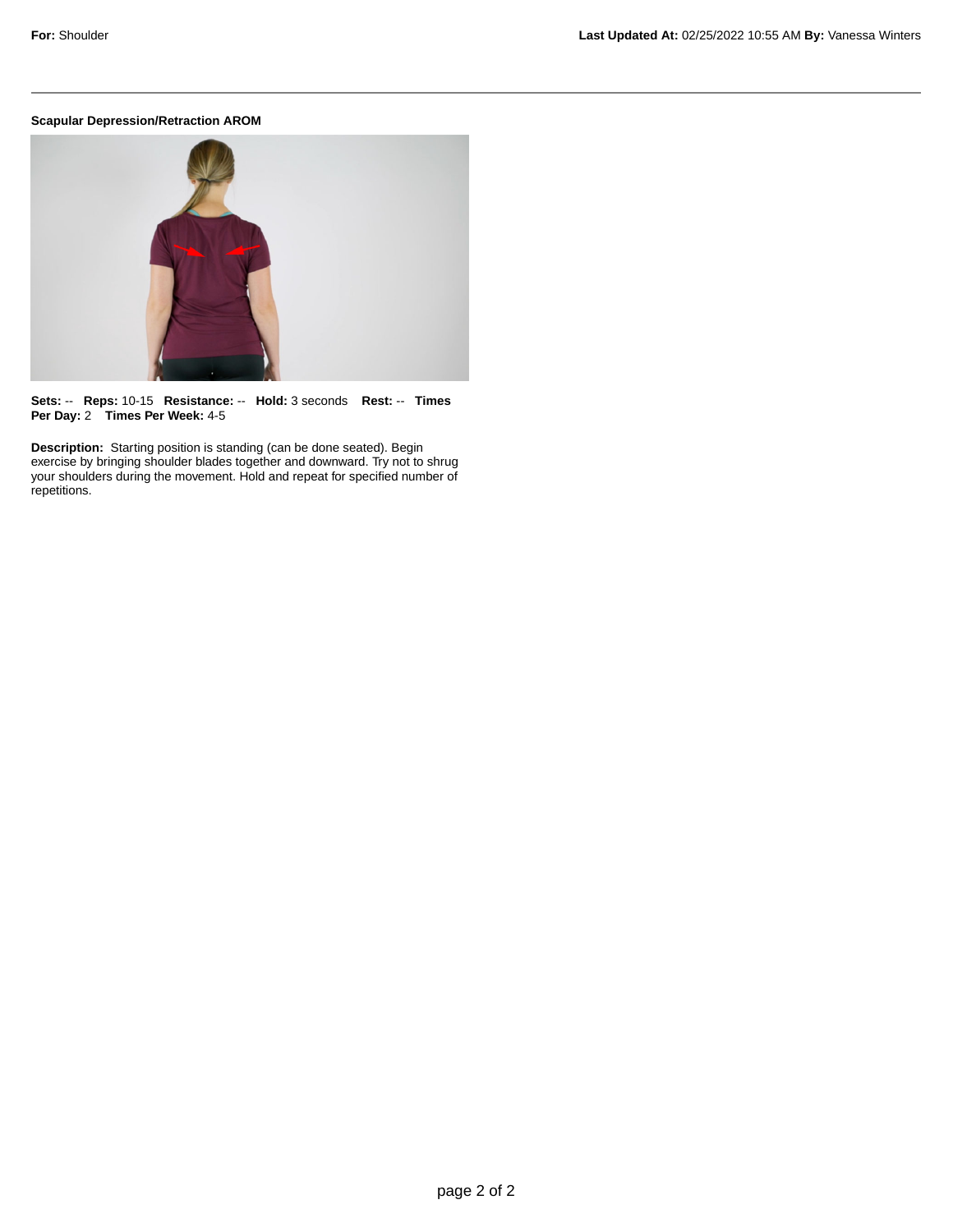**Scapular Depression/Retraction AROM**

**Sets:** -- **Reps:** 10-15 **Resistance:** -- **Hold:** 3 seconds **Rest:** -- **Times Per Day:** 2 **Times Per Week:** 4-5

**Description:** Starting position is standing (can be done seated). Begin exercise by bringing shoulder blades together and downward. Try not to shrug your shoulders during the movement. Hold and repeat for specified number of repetitions.